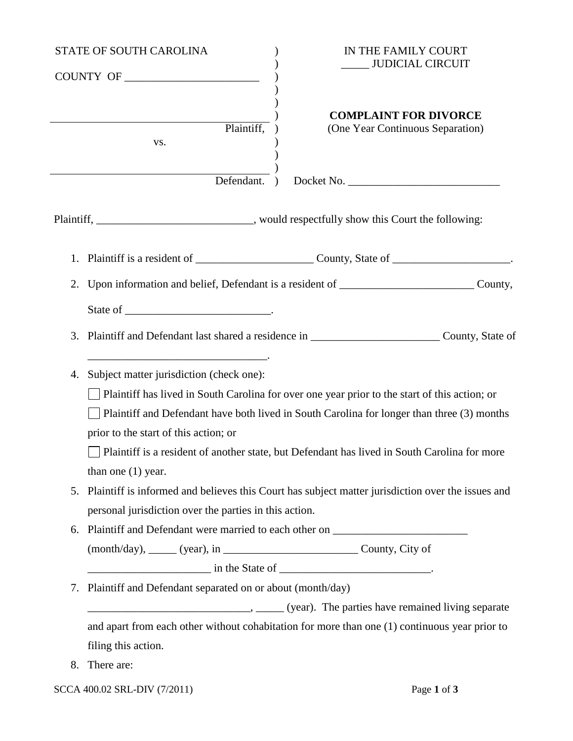STATE OF SOUTH CAROLINA

COUNTY OF ________________________

IN THE FAMILY COURT
_____ JUDICIAL CIRCUIT

_______________________________________ Plaintiff,

vs.

_______________________________________ Defendant.

**COMPLAINT FOR DIVORCE**
(One Year Continuous Separation)

Docket No. ___________________________

Plaintiff, ____________________________, would respectfully show this Court the following:

1. Plaintiff is a resident of _____________________ County, State of _____________________.
2. Upon information and belief, Defendant is a resident of ________________________ County, State of __________________________.
3. Plaintiff and Defendant last shared a residence in _______________________ County, State of ________________________________.
4. Subject matter jurisdiction (check one):

   ☐ Plaintiff has lived in South Carolina for over one year prior to the start of this action; or

   ☐ Plaintiff and Defendant have both lived in South Carolina for longer than three (3) months prior to the start of this action; or

   ☐ Plaintiff is a resident of another state, but Defendant has lived in South Carolina for more than one (1) year.
5. Plaintiff is informed and believes this Court has subject matter jurisdiction over the issues and personal jurisdiction over the parties in this action.
6. Plaintiff and Defendant were married to each other on ________________________ (month/day), _____ (year), in _______________________ County, City of ______________________ in the State of ___________________________.
7. Plaintiff and Defendant separated on or about (month/day) _____________________________, _____ (year). The parties have remained living separate and apart from each other without cohabitation for more than one (1) continuous year prior to filing this action.
8. There are:

SCCA 400.02 SRL-DIV (7/2011)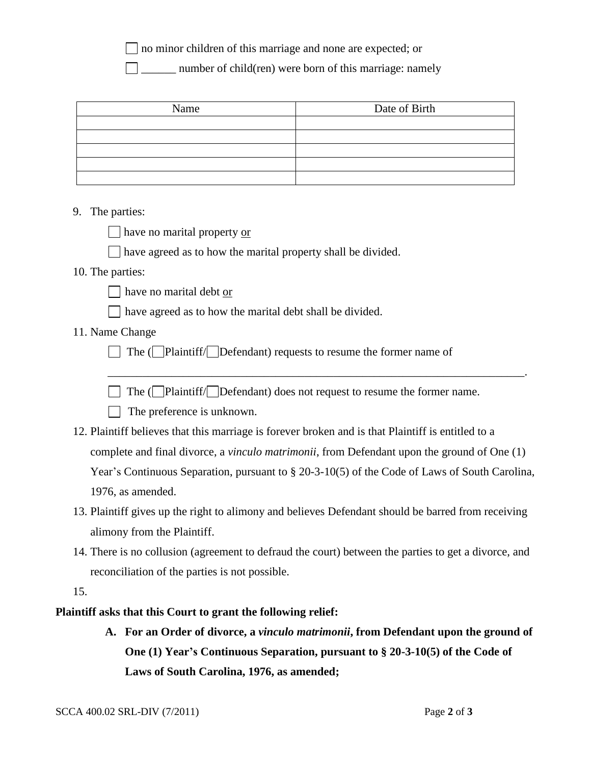☐ no minor children of this marriage and none are expected; or

☐ ______ number of child(ren) were born of this marriage: namely

| Name | Date of Birth |
|---|---|
| | |
| | |
| | |
| | |
| | |

9. The parties:

   ☐ have no marital property <u>or</u>

   ☐ have agreed as to how the marital property shall be divided.

10. The parties:

    ☐ have no marital debt <u>or</u>

    ☐ have agreed as to how the marital debt shall be divided.

11. Name Change

    ☐ The (☐Plaintiff/☐Defendant) requests to resume the former name of

    ______________________________________________________________________.

    ☐ The (☐Plaintiff/☐Defendant) does not request to resume the former name.

    ☐ The preference is unknown.

12. Plaintiff believes that this marriage is forever broken and is that Plaintiff is entitled to a complete and final divorce, a *vinculo matrimonii*, from Defendant upon the ground of One (1) Year's Continuous Separation, pursuant to § 20-3-10(5) of the Code of Laws of South Carolina, 1976, as amended.

13. Plaintiff gives up the right to alimony and believes Defendant should be barred from receiving alimony from the Plaintiff.

14. There is no collusion (agreement to defraud the court) between the parties to get a divorce, and reconciliation of the parties is not possible.

15.

**Plaintiff asks that this Court to grant the following relief:**

**A. For an Order of divorce, a *vinculo matrimonii*, from Defendant upon the ground of One (1) Year's Continuous Separation, pursuant to § 20-3-10(5) of the Code of Laws of South Carolina, 1976, as amended;**

SCCA 400.02 SRL-DIV (7/2011)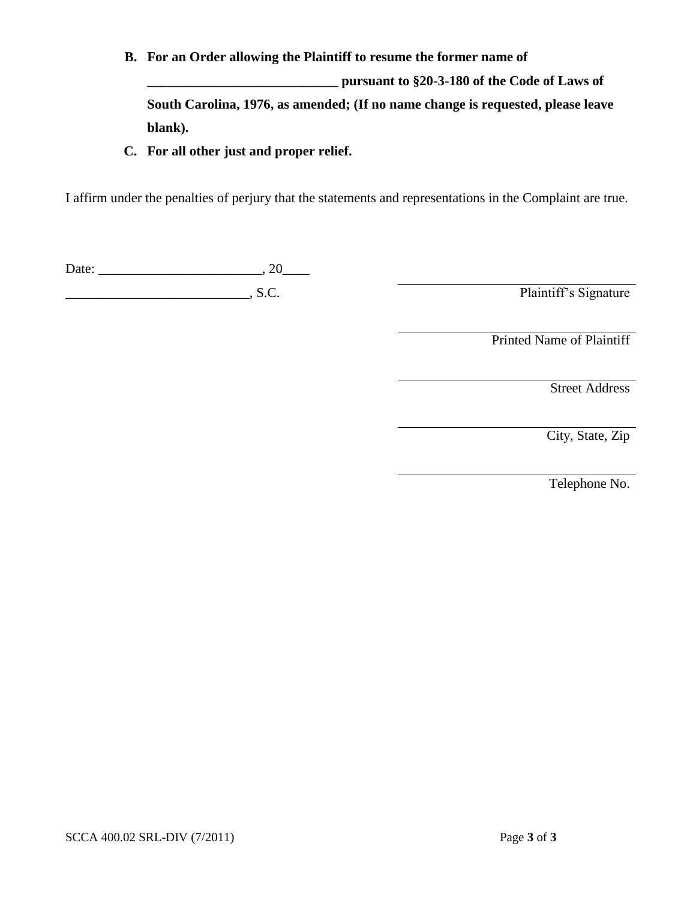**B. For an Order allowing the Plaintiff to resume the former name of ____________________________ pursuant to §20-3-180 of the Code of Laws of South Carolina, 1976, as amended; (If no name change is requested, please leave blank).**

**C. For all other just and proper relief.**

I affirm under the penalties of perjury that the statements and representations in the Complaint are true.

Date: ________________________, 20____

___________________________, S.C.

______________________________
Plaintiff's Signature

______________________________
Printed Name of Plaintiff

______________________________
Street Address

______________________________
City, State, Zip

______________________________
Telephone No.

SCCA 400.02 SRL-DIV (7/2011)